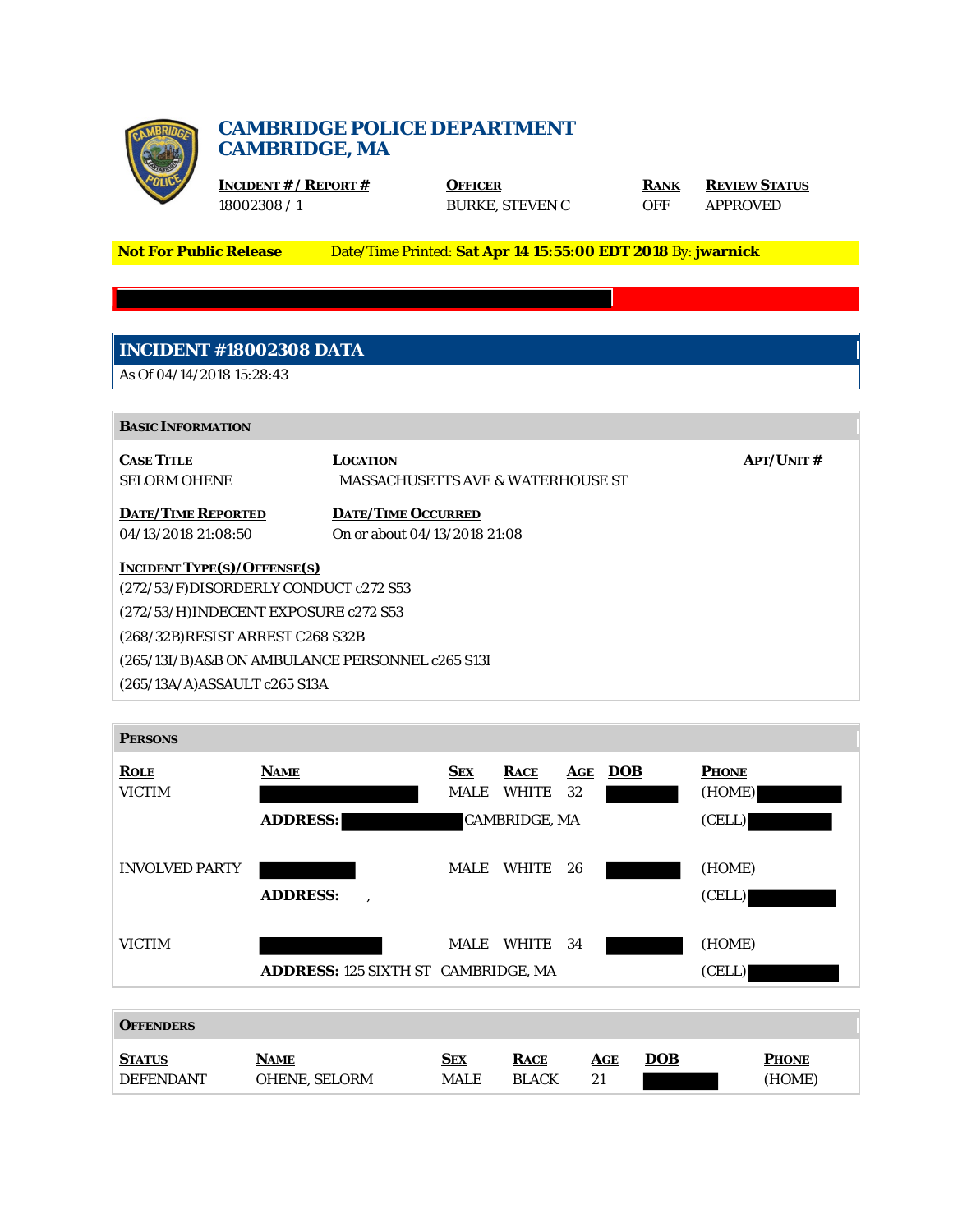# CAMBRIDGE POLICE DEPARTMENT
# CAMBRIDGE, MA

| INCIDENT # / REPORT # | OFFICER | RANK | REVIEW STATUS |
|---|---|---|---|
| 18002308 / 1 | BURKE, STEVEN C | OFF | APPROVED |

**Not For Public Release** Date/Time Printed: **Sat Apr 14 15:55:00 EDT 2018** By: **jwarnick**

## INCIDENT #18002308 DATA

As Of 04/14/2018 15:28:43

### BASIC INFORMATION

| CASE TITLE | LOCATION | APT/UNIT # |
|---|---|---|
| SELORM OHENE | MASSACHUSETTS AVE & WATERHOUSE ST | |

| DATE/TIME REPORTED | DATE/TIME OCCURRED |
|---|---|
| 04/13/2018 21:08:50 | On or about 04/13/2018 21:08 |

**INCIDENT TYPE(S)/OFFENSE(S)**

(272/53/F)DISORDERLY CONDUCT c272 S53

(272/53/H)INDECENT EXPOSURE c272 S53

(268/32B)RESIST ARREST C268 S32B

(265/13I/B)A&B ON AMBULANCE PERSONNEL c265 S13I

(265/13A/A)ASSAULT c265 S13A

### PERSONS

| ROLE | NAME | SEX | RACE | AGE | DOB | PHONE |
|---|---|---|---|---|---|---|
| VICTIM | | MALE | WHITE | 32 | | (HOME) |
| | **ADDRESS:** CAMBRIDGE, MA | | | | | (CELL) |
| INVOLVED PARTY | | MALE | WHITE | 26 | | (HOME) |
| | **ADDRESS:** , | | | | | (CELL) |
| VICTIM | | MALE | WHITE | 34 | | (HOME) |
| | **ADDRESS:** 125 SIXTH ST CAMBRIDGE, MA | | | | | (CELL) |

### OFFENDERS

| STATUS | NAME | SEX | RACE | AGE | DOB | PHONE |
|---|---|---|---|---|---|---|
| DEFENDANT | OHENE, SELORM | MALE | BLACK | 21 | | (HOME) |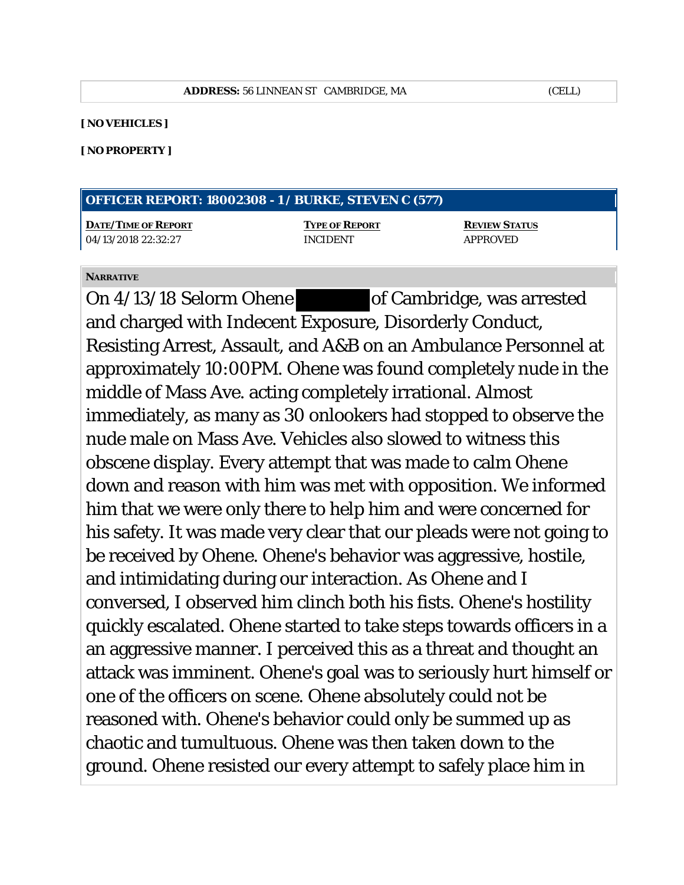| ADDRESS: 56 LINNEAN ST CAMBRIDGE, MA | (CELL) |
|---|---|

**[ NO VEHICLES ]**

**[ NO PROPERTY ]**

## OFFICER REPORT: 18002308 - 1 / BURKE, STEVEN C (577)

| DATE/TIME OF REPORT | TYPE OF REPORT | REVIEW STATUS |
|---|---|---|
| 04/13/2018 22:32:27 | INCIDENT | APPROVED |

**NARRATIVE**

On 4/13/18 Selorm Ohene ████████ of Cambridge, was arrested and charged with Indecent Exposure, Disorderly Conduct, Resisting Arrest, Assault, and A&B on an Ambulance Personnel at approximately 10:00PM. Ohene was found completely nude in the middle of Mass Ave. acting completely irrational. Almost immediately, as many as 30 onlookers had stopped to observe the nude male on Mass Ave. Vehicles also slowed to witness this obscene display. Every attempt that was made to calm Ohene down and reason with him was met with opposition. We informed him that we were only there to help him and were concerned for his safety. It was made very clear that our pleads were not going to be received by Ohene. Ohene's behavior was aggressive, hostile, and intimidating during our interaction. As Ohene and I conversed, I observed him clinch both his fists. Ohene's hostility quickly escalated. Ohene started to take steps towards officers in a an aggressive manner. I perceived this as a threat and thought an attack was imminent. Ohene's goal was to seriously hurt himself or one of the officers on scene. Ohene absolutely could not be reasoned with. Ohene's behavior could only be summed up as chaotic and tumultuous. Ohene was then taken down to the ground. Ohene resisted our every attempt to safely place him in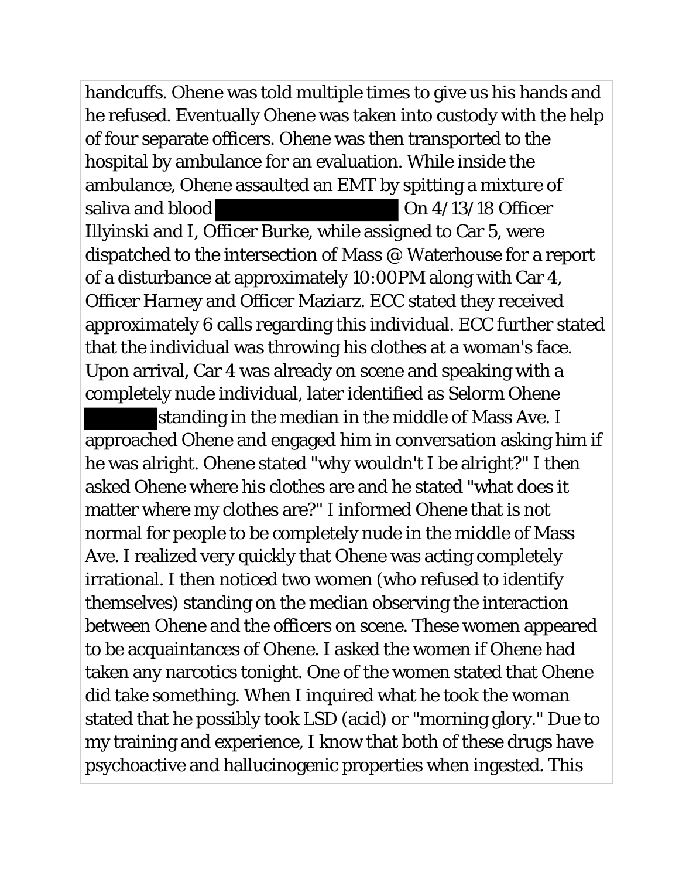handcuffs. Ohene was told multiple times to give us his hands and he refused. Eventually Ohene was taken into custody with the help of four separate officers. Ohene was then transported to the hospital by ambulance for an evaluation. While inside the ambulance, Ohene assaulted an EMT by spitting a mixture of saliva and blood ████████████ On 4/13/18 Officer Illyinski and I, Officer Burke, while assigned to Car 5, were dispatched to the intersection of Mass @ Waterhouse for a report of a disturbance at approximately 10:00PM along with Car 4, Officer Harney and Officer Maziarz. ECC stated they received approximately 6 calls regarding this individual. ECC further stated that the individual was throwing his clothes at a woman's face. Upon arrival, Car 4 was already on scene and speaking with a completely nude individual, later identified as Selorm Ohene ██████ standing in the median in the middle of Mass Ave. I approached Ohene and engaged him in conversation asking him if he was alright. Ohene stated "why wouldn't I be alright?" I then asked Ohene where his clothes are and he stated "what does it matter where my clothes are?" I informed Ohene that is not normal for people to be completely nude in the middle of Mass Ave. I realized very quickly that Ohene was acting completely irrational. I then noticed two women (who refused to identify themselves) standing on the median observing the interaction between Ohene and the officers on scene. These women appeared to be acquaintances of Ohene. I asked the women if Ohene had taken any narcotics tonight. One of the women stated that Ohene did take something. When I inquired what he took the woman stated that he possibly took LSD (acid) or "morning glory." Due to my training and experience, I know that both of these drugs have psychoactive and hallucinogenic properties when ingested. This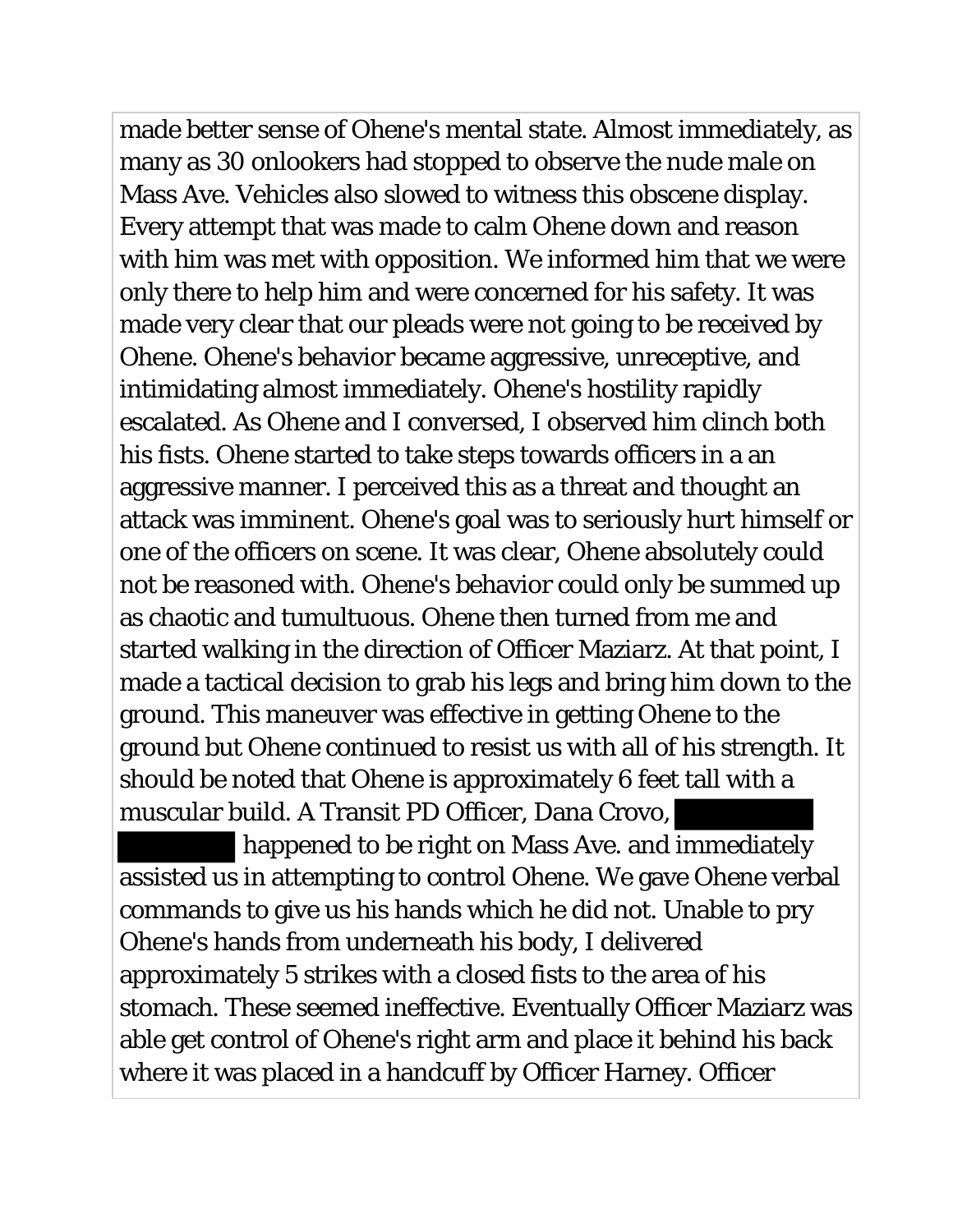made better sense of Ohene's mental state. Almost immediately, as many as 30 onlookers had stopped to observe the nude male on Mass Ave. Vehicles also slowed to witness this obscene display. Every attempt that was made to calm Ohene down and reason with him was met with opposition. We informed him that we were only there to help him and were concerned for his safety. It was made very clear that our pleads were not going to be received by Ohene. Ohene's behavior became aggressive, unreceptive, and intimidating almost immediately. Ohene's hostility rapidly escalated. As Ohene and I conversed, I observed him clinch both his fists. Ohene started to take steps towards officers in a an aggressive manner. I perceived this as a threat and thought an attack was imminent. Ohene's goal was to seriously hurt himself or one of the officers on scene. It was clear, Ohene absolutely could not be reasoned with. Ohene's behavior could only be summed up as chaotic and tumultuous. Ohene then turned from me and started walking in the direction of Officer Maziarz. At that point, I made a tactical decision to grab his legs and bring him down to the ground. This maneuver was effective in getting Ohene to the ground but Ohene continued to resist us with all of his strength. It should be noted that Ohene is approximately 6 feet tall with a muscular build. A Transit PD Officer, Dana Crovo, ███████ ███████ happened to be right on Mass Ave. and immediately assisted us in attempting to control Ohene. We gave Ohene verbal commands to give us his hands which he did not. Unable to pry Ohene's hands from underneath his body, I delivered approximately 5 strikes with a closed fists to the area of his stomach. These seemed ineffective. Eventually Officer Maziarz was able get control of Ohene's right arm and place it behind his back where it was placed in a handcuff by Officer Harney. Officer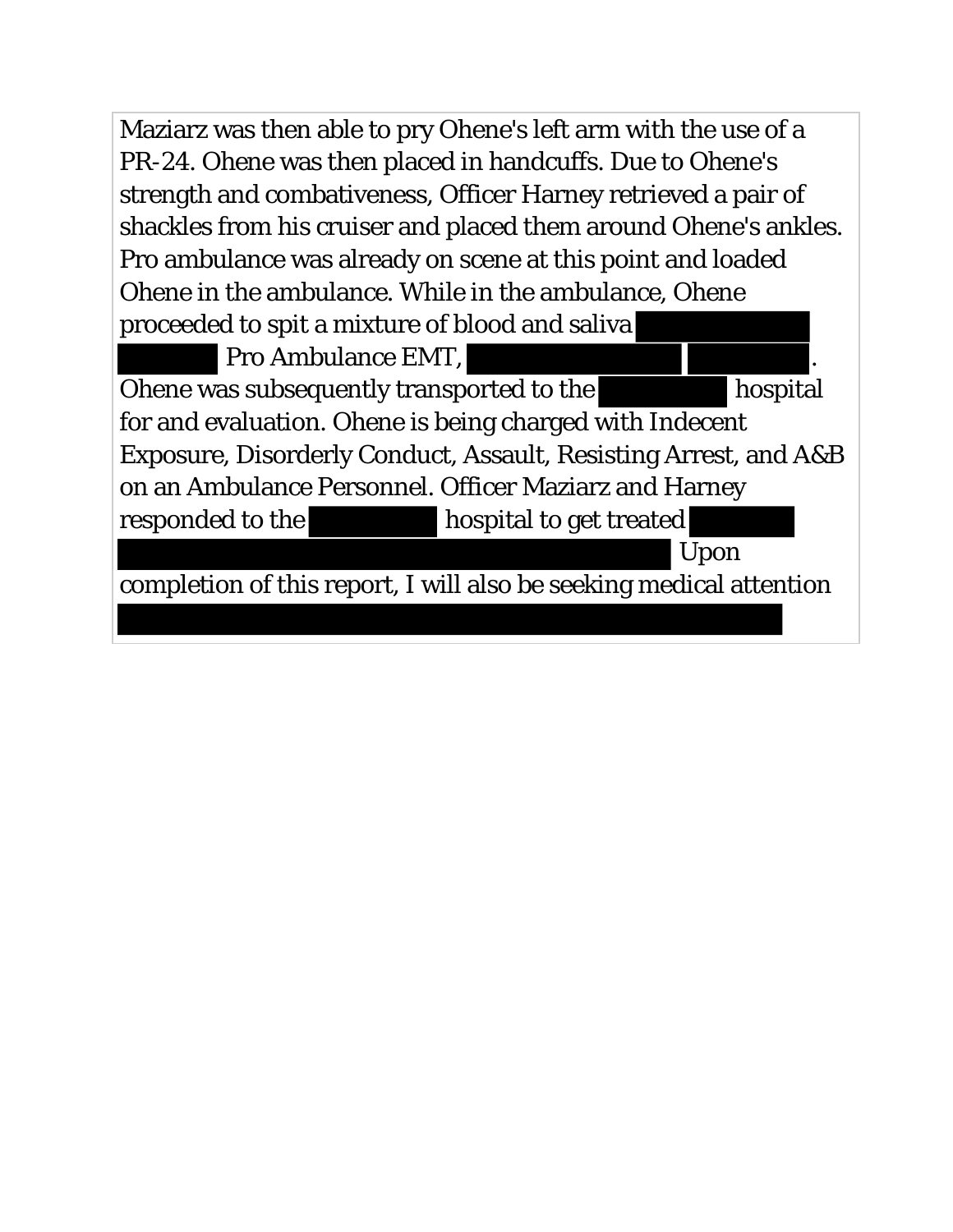Maziarz was then able to pry Ohene's left arm with the use of a PR-24. Ohene was then placed in handcuffs. Due to Ohene's strength and combativeness, Officer Harney retrieved a pair of shackles from his cruiser and placed them around Ohene's ankles. Pro ambulance was already on scene at this point and loaded Ohene in the ambulance. While in the ambulance, Ohene proceeded to spit a mixture of blood and saliva ██████ ██████ Pro Ambulance EMT, ██████ ██████. Ohene was subsequently transported to the ██████ hospital for and evaluation. Ohene is being charged with Indecent Exposure, Disorderly Conduct, Assault, Resisting Arrest, and A&B on an Ambulance Personnel. Officer Maziarz and Harney responded to the ██████ hospital to get treated ██████ ██████ Upon completion of this report, I will also be seeking medical attention ██████